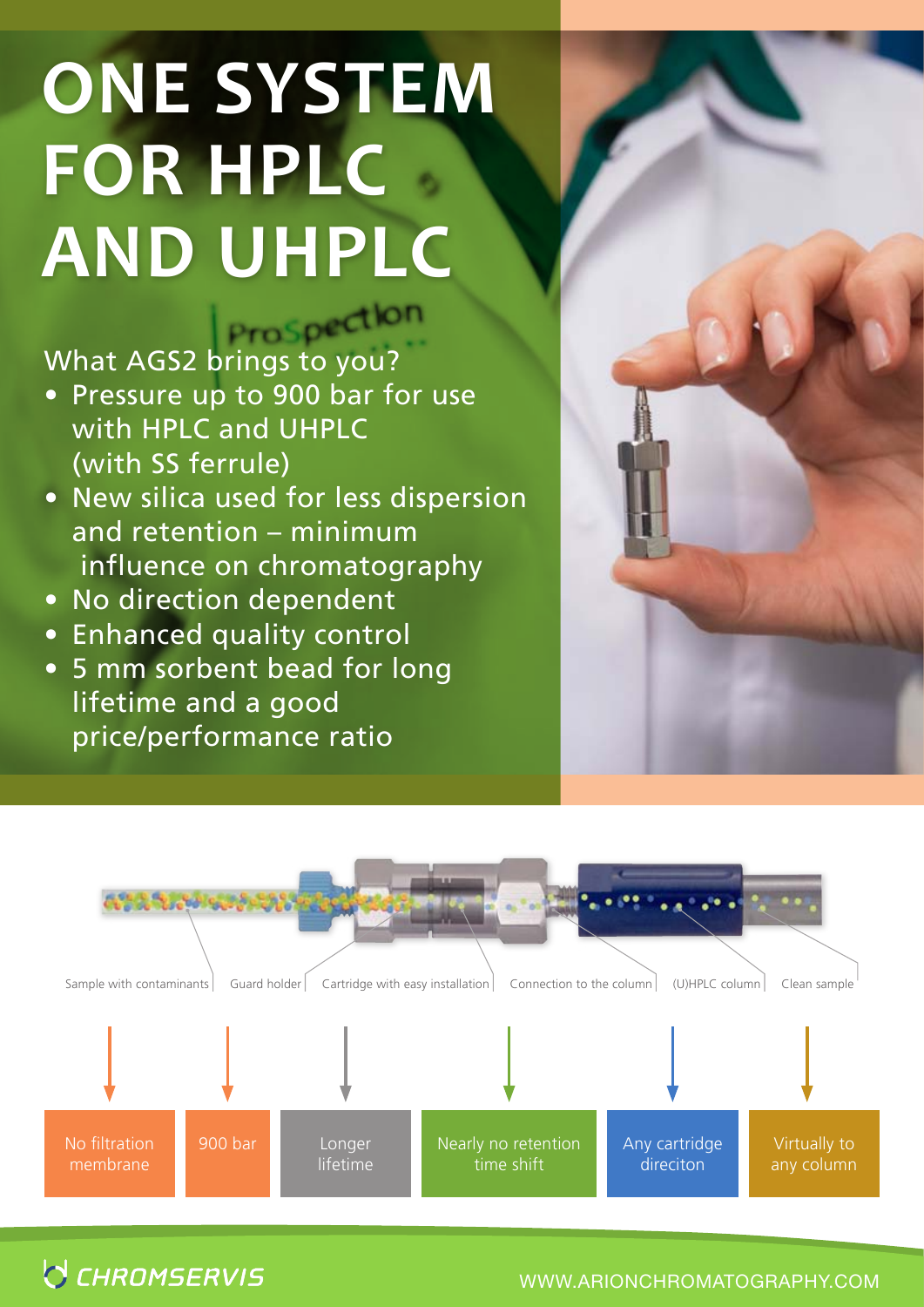# ONE SYSTEM FOR HPLC AND UHPLC

What AGS2 brings to you?

- Pressure up to 900 bar for use with HPLC and UHPLC (with SS ferrule)
- New silica used for less dispersion and retention – minimum influence on chromatography
- No direction dependent
- Enhanced quality control
- 5 mm sorbent bead for long lifetime and a good price/performance ratio

Sample with contaminants | Guard holder | Cartridge with easy installation | Connection to the column | (U)HPLC column | Clean sample

No filtration membrane | 900 bar | Longer lifetime | Nearly no retention time shift | Any cartridge direciton | Virtually to any column

CHROMSERVIS

WWW.ARIONCHROMATOGRAPHY.COM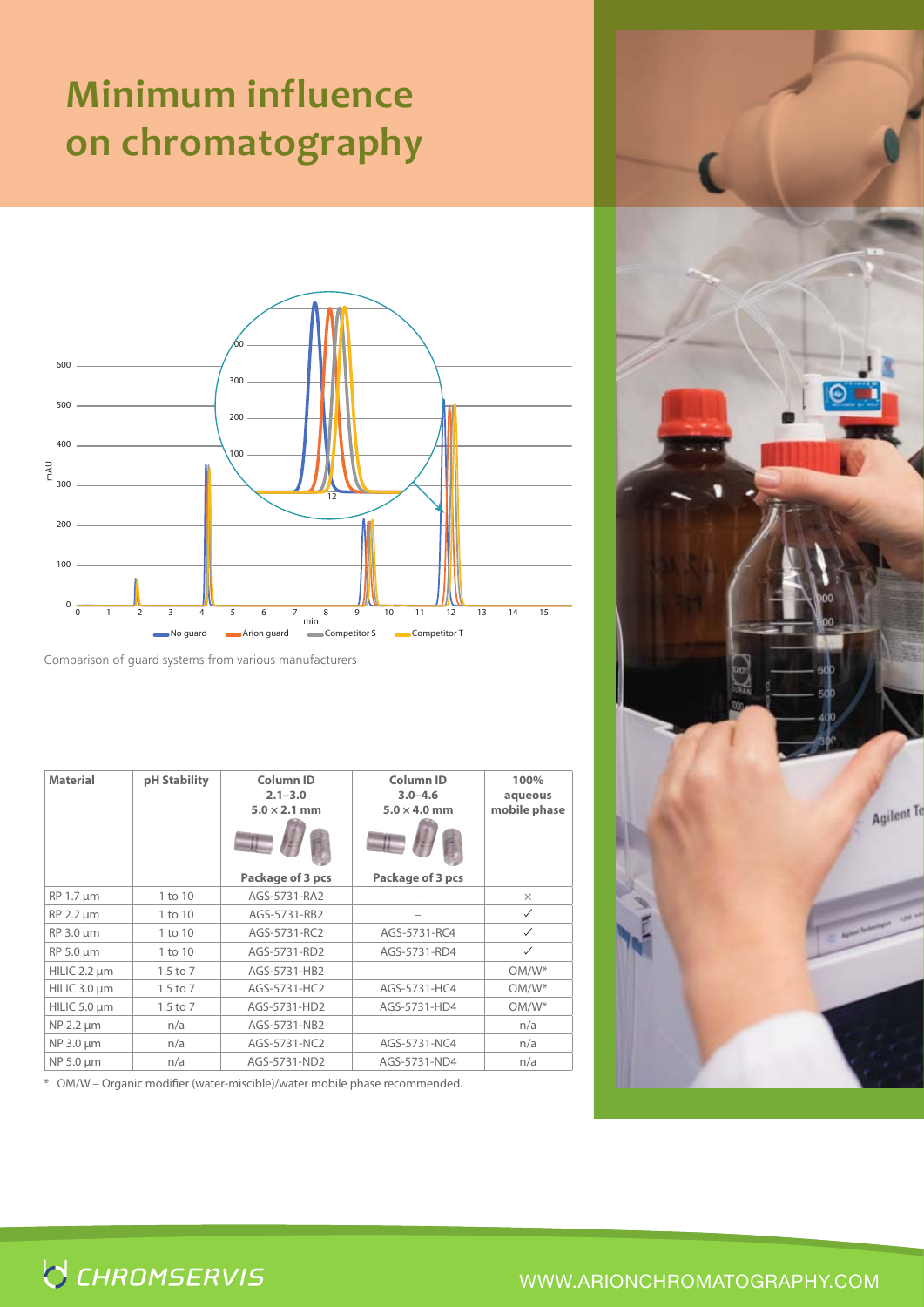# Minimum influence on chromatography

600
500
400
300
200
100
0
mAU
0 1 2 3 4 5 6 7 8 9 10 11 12 13 14 15
min
00
300
200
100
12
No guard
Arion guard
Competitor S
Competitor T

Comparison of guard systems from various manufacturers

| Material | pH Stability | Column ID 2.1–3.0 5.0 × 2.1 mm Package of 3 pcs | Column ID 3.0–4.6 5.0 × 4.0 mm Package of 3 pcs | 100% aqueous mobile phase |
|---|---|---|---|---|
| RP 1.7 µm | 1 to 10 | AGS-5731-RA2 | – | × |
| RP 2.2 µm | 1 to 10 | AGS-5731-RB2 | – | ✓ |
| RP 3.0 µm | 1 to 10 | AGS-5731-RC2 | AGS-5731-RC4 | ✓ |
| RP 5.0 µm | 1 to 10 | AGS-5731-RD2 | AGS-5731-RD4 | ✓ |
| HILIC 2.2 µm | 1.5 to 7 | AGS-5731-HB2 | – | OM/W* |
| HILIC 3.0 µm | 1.5 to 7 | AGS-5731-HC2 | AGS-5731-HC4 | OM/W* |
| HILIC 5.0 µm | 1.5 to 7 | AGS-5731-HD2 | AGS-5731-HD4 | OM/W* |
| NP 2.2 µm | n/a | AGS-5731-NB2 | – | n/a |
| NP 3.0 µm | n/a | AGS-5731-NC2 | AGS-5731-NC4 | n/a |
| NP 5.0 µm | n/a | AGS-5731-ND2 | AGS-5731-ND4 | n/a |

* OM/W – Organic modifier (water-miscible)/water mobile phase recommended.

CHROMSERVIS

WWW.ARIONCHROMATOGRAPHY.COM